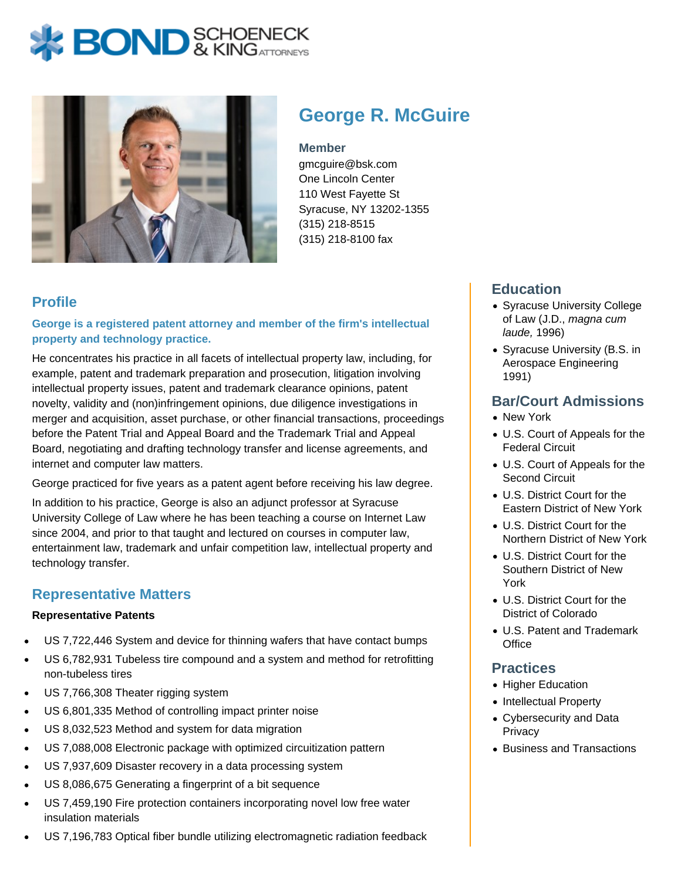# George R. McGuire

**Member**
gmcguire@bsk.com
One Lincoln Center
110 West Fayette St
Syracuse, NY 13202-1355
(315) 218-8515
(315) 218-8100 fax

## Profile

**George is a registered patent attorney and member of the firm's intellectual property and technology practice.**

He concentrates his practice in all facets of intellectual property law, including, for example, patent and trademark preparation and prosecution, litigation involving intellectual property issues, patent and trademark clearance opinions, patent novelty, validity and (non)infringement opinions, due diligence investigations in merger and acquisition, asset purchase, or other financial transactions, proceedings before the Patent Trial and Appeal Board and the Trademark Trial and Appeal Board, negotiating and drafting technology transfer and license agreements, and internet and computer law matters.

George practiced for five years as a patent agent before receiving his law degree.

In addition to his practice, George is also an adjunct professor at Syracuse University College of Law where he has been teaching a course on Internet Law since 2004, and prior to that taught and lectured on courses in computer law, entertainment law, trademark and unfair competition law, intellectual property and technology transfer.

## Representative Matters

**Representative Patents**

- US 7,722,446 System and device for thinning wafers that have contact bumps
- US 6,782,931 Tubeless tire compound and a system and method for retrofitting non-tubeless tires
- US 7,766,308 Theater rigging system
- US 6,801,335 Method of controlling impact printer noise
- US 8,032,523 Method and system for data migration
- US 7,088,008 Electronic package with optimized circuitization pattern
- US 7,937,609 Disaster recovery in a data processing system
- US 8,086,675 Generating a fingerprint of a bit sequence
- US 7,459,190 Fire protection containers incorporating novel low free water insulation materials
- US 7,196,783 Optical fiber bundle utilizing electromagnetic radiation feedback

## Education

- Syracuse University College of Law (J.D., *magna cum laude,* 1996)
- Syracuse University (B.S. in Aerospace Engineering 1991)

## Bar/Court Admissions

- New York
- U.S. Court of Appeals for the Federal Circuit
- U.S. Court of Appeals for the Second Circuit
- U.S. District Court for the Eastern District of New York
- U.S. District Court for the Northern District of New York
- U.S. District Court for the Southern District of New York
- U.S. District Court for the District of Colorado
- U.S. Patent and Trademark Office

## Practices

- Higher Education
- Intellectual Property
- Cybersecurity and Data Privacy
- Business and Transactions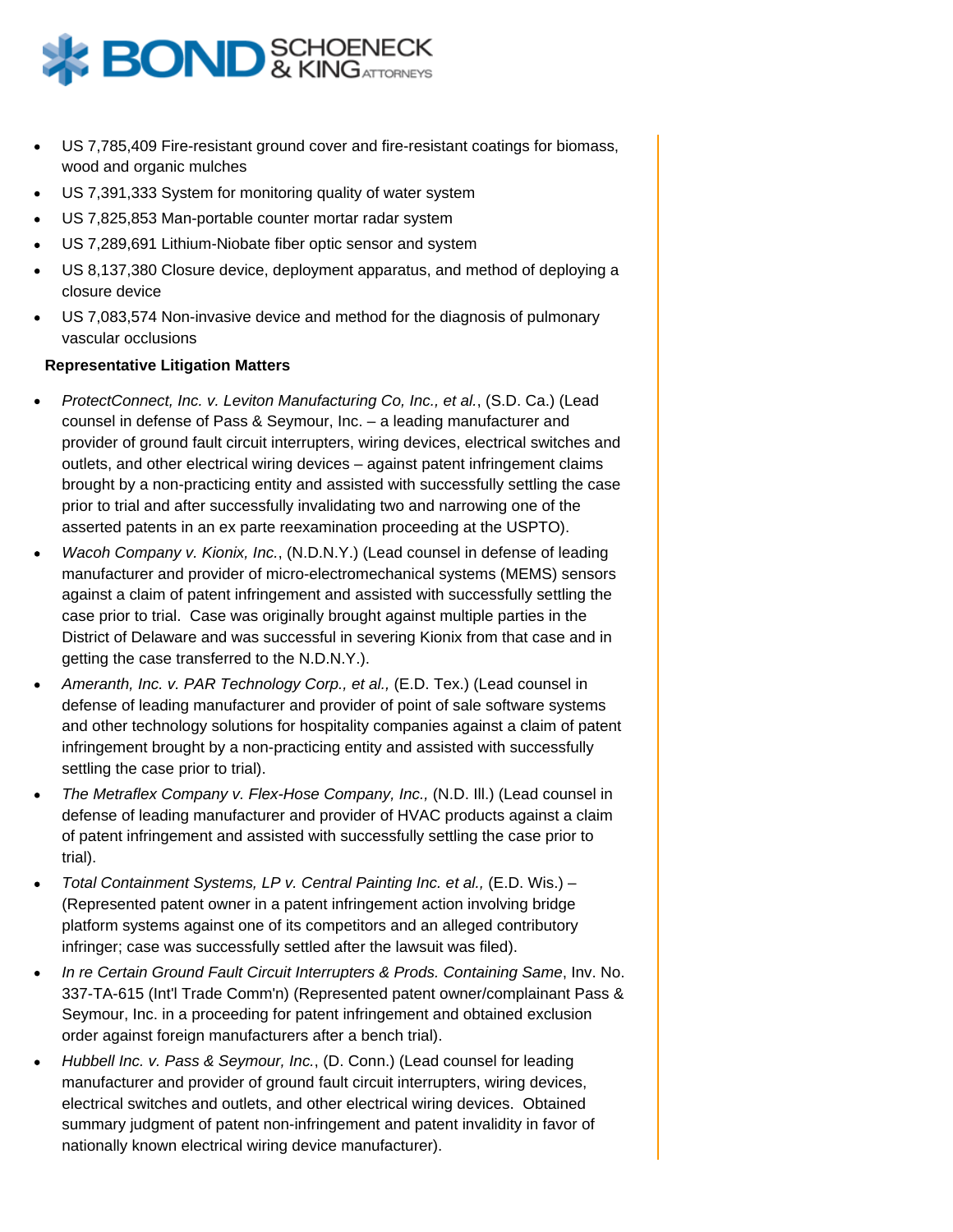- US 7,785,409 Fire-resistant ground cover and fire-resistant coatings for biomass, wood and organic mulches
- US 7,391,333 System for monitoring quality of water system
- US 7,825,853 Man-portable counter mortar radar system
- US 7,289,691 Lithium-Niobate fiber optic sensor and system
- US 8,137,380 Closure device, deployment apparatus, and method of deploying a closure device
- US 7,083,574 Non-invasive device and method for the diagnosis of pulmonary vascular occlusions

**Representative Litigation Matters**

- *ProtectConnect, Inc. v. Leviton Manufacturing Co, Inc., et al.*, (S.D. Ca.) (Lead counsel in defense of Pass & Seymour, Inc. – a leading manufacturer and provider of ground fault circuit interrupters, wiring devices, electrical switches and outlets, and other electrical wiring devices – against patent infringement claims brought by a non-practicing entity and assisted with successfully settling the case prior to trial and after successfully invalidating two and narrowing one of the asserted patents in an ex parte reexamination proceeding at the USPTO).
- *Wacoh Company v. Kionix, Inc.*, (N.D.N.Y.) (Lead counsel in defense of leading manufacturer and provider of micro-electromechanical systems (MEMS) sensors against a claim of patent infringement and assisted with successfully settling the case prior to trial. Case was originally brought against multiple parties in the District of Delaware and was successful in severing Kionix from that case and in getting the case transferred to the N.D.N.Y.).
- *Ameranth, Inc. v. PAR Technology Corp., et al.,* (E.D. Tex.) (Lead counsel in defense of leading manufacturer and provider of point of sale software systems and other technology solutions for hospitality companies against a claim of patent infringement brought by a non-practicing entity and assisted with successfully settling the case prior to trial).
- *The Metraflex Company v. Flex-Hose Company, Inc.,* (N.D. Ill.) (Lead counsel in defense of leading manufacturer and provider of HVAC products against a claim of patent infringement and assisted with successfully settling the case prior to trial).
- *Total Containment Systems, LP v. Central Painting Inc. et al.,* (E.D. Wis.) – (Represented patent owner in a patent infringement action involving bridge platform systems against one of its competitors and an alleged contributory infringer; case was successfully settled after the lawsuit was filed).
- *In re Certain Ground Fault Circuit Interrupters & Prods. Containing Same*, Inv. No. 337-TA-615 (Int'l Trade Comm'n) (Represented patent owner/complainant Pass & Seymour, Inc. in a proceeding for patent infringement and obtained exclusion order against foreign manufacturers after a bench trial).
- *Hubbell Inc. v. Pass & Seymour, Inc.*, (D. Conn.) (Lead counsel for leading manufacturer and provider of ground fault circuit interrupters, wiring devices, electrical switches and outlets, and other electrical wiring devices. Obtained summary judgment of patent non-infringement and patent invalidity in favor of nationally known electrical wiring device manufacturer).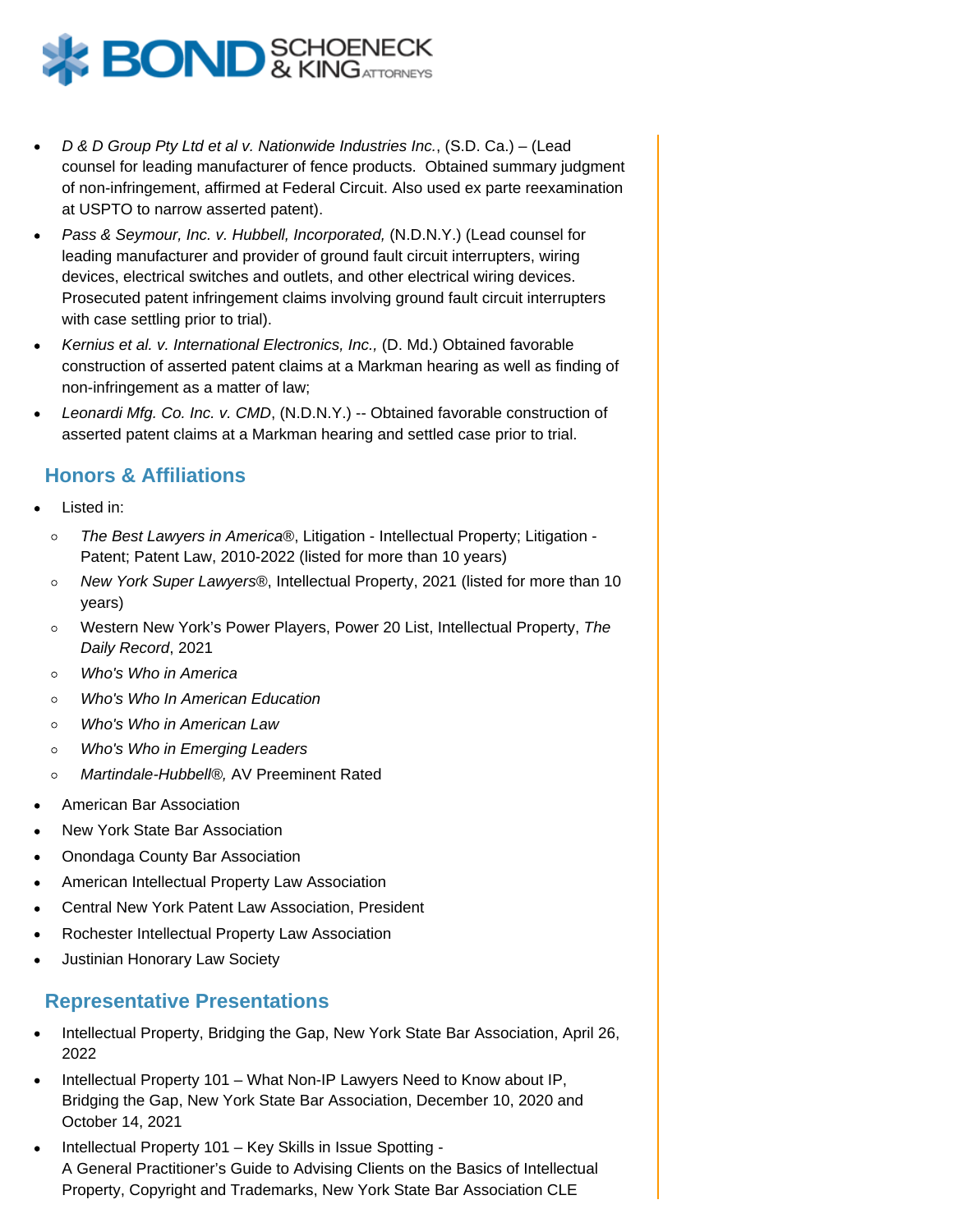- *D & D Group Pty Ltd et al v. Nationwide Industries Inc.*, (S.D. Ca.) – (Lead counsel for leading manufacturer of fence products. Obtained summary judgment of non-infringement, affirmed at Federal Circuit. Also used ex parte reexamination at USPTO to narrow asserted patent).
- *Pass & Seymour, Inc. v. Hubbell, Incorporated,* (N.D.N.Y.) (Lead counsel for leading manufacturer and provider of ground fault circuit interrupters, wiring devices, electrical switches and outlets, and other electrical wiring devices. Prosecuted patent infringement claims involving ground fault circuit interrupters with case settling prior to trial).
- *Kernius et al. v. International Electronics, Inc.,* (D. Md.) Obtained favorable construction of asserted patent claims at a Markman hearing as well as finding of non-infringement as a matter of law;
- *Leonardi Mfg. Co. Inc. v. CMD*, (N.D.N.Y.) -- Obtained favorable construction of asserted patent claims at a Markman hearing and settled case prior to trial.

## Honors & Affiliations

- Listed in:
  - *The Best Lawyers in America*®, Litigation - Intellectual Property; Litigation - Patent; Patent Law, 2010-2022 (listed for more than 10 years)
  - *New York Super Lawyers*®, Intellectual Property, 2021 (listed for more than 10 years)
  - Western New York's Power Players, Power 20 List, Intellectual Property, *The Daily Record*, 2021
  - *Who's Who in America*
  - *Who's Who In American Education*
  - *Who's Who in American Law*
  - *Who's Who in Emerging Leaders*
  - *Martindale-Hubbell®,* AV Preeminent Rated
- American Bar Association
- New York State Bar Association
- Onondaga County Bar Association
- American Intellectual Property Law Association
- Central New York Patent Law Association, President
- Rochester Intellectual Property Law Association
- Justinian Honorary Law Society

## Representative Presentations

- Intellectual Property, Bridging the Gap, New York State Bar Association, April 26, 2022
- Intellectual Property 101 – What Non-IP Lawyers Need to Know about IP, Bridging the Gap, New York State Bar Association, December 10, 2020 and October 14, 2021
- Intellectual Property 101 – Key Skills in Issue Spotting - A General Practitioner's Guide to Advising Clients on the Basics of Intellectual Property, Copyright and Trademarks, New York State Bar Association CLE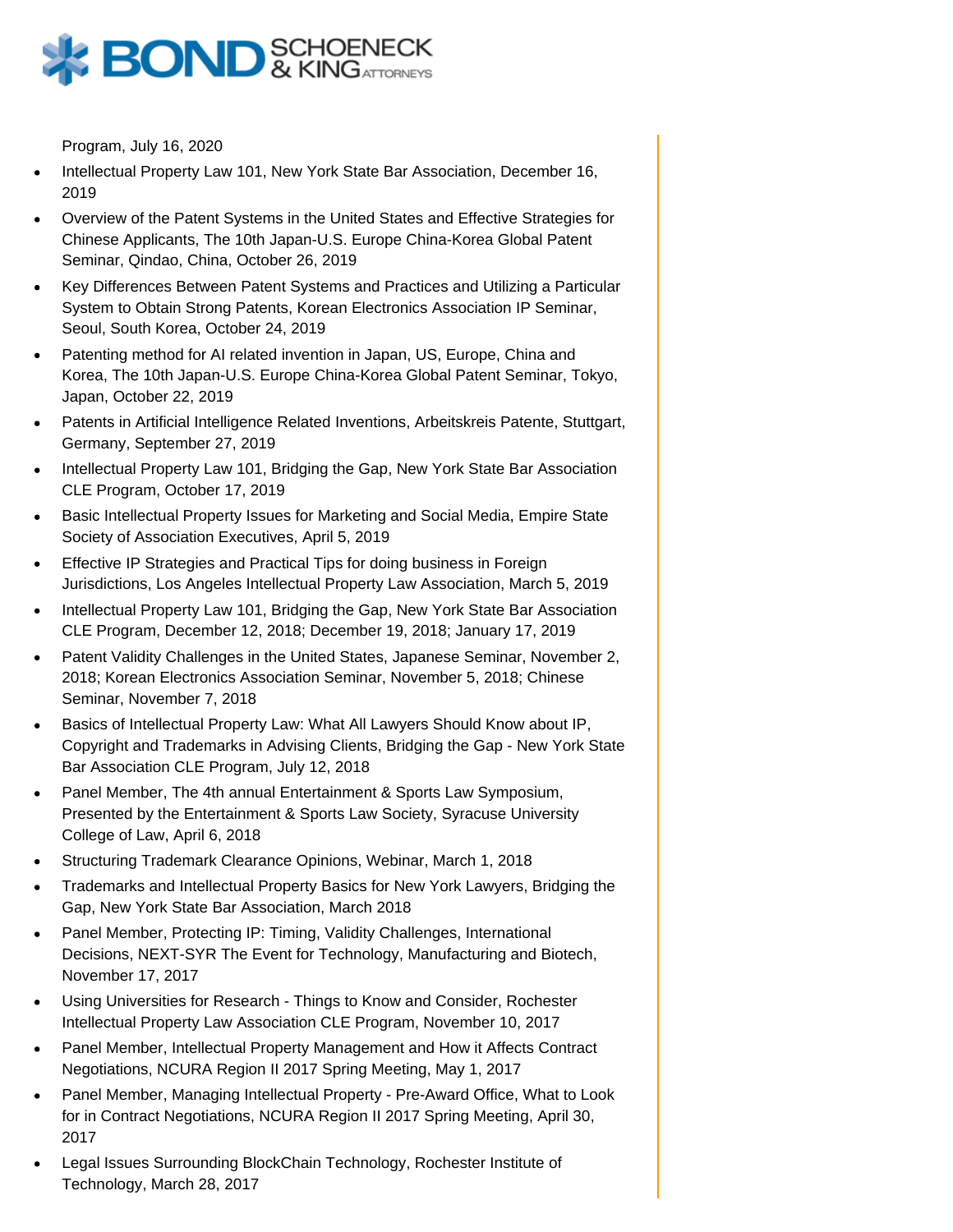Program, July 16, 2020

- Intellectual Property Law 101, New York State Bar Association, December 16, 2019
- Overview of the Patent Systems in the United States and Effective Strategies for Chinese Applicants, The 10th Japan-U.S. Europe China-Korea Global Patent Seminar, Qindao, China, October 26, 2019
- Key Differences Between Patent Systems and Practices and Utilizing a Particular System to Obtain Strong Patents, Korean Electronics Association IP Seminar, Seoul, South Korea, October 24, 2019
- Patenting method for AI related invention in Japan, US, Europe, China and Korea, The 10th Japan-U.S. Europe China-Korea Global Patent Seminar, Tokyo, Japan, October 22, 2019
- Patents in Artificial Intelligence Related Inventions, Arbeitskreis Patente, Stuttgart, Germany, September 27, 2019
- Intellectual Property Law 101, Bridging the Gap, New York State Bar Association CLE Program, October 17, 2019
- Basic Intellectual Property Issues for Marketing and Social Media, Empire State Society of Association Executives, April 5, 2019
- Effective IP Strategies and Practical Tips for doing business in Foreign Jurisdictions, Los Angeles Intellectual Property Law Association, March 5, 2019
- Intellectual Property Law 101, Bridging the Gap, New York State Bar Association CLE Program, December 12, 2018; December 19, 2018; January 17, 2019
- Patent Validity Challenges in the United States, Japanese Seminar, November 2, 2018; Korean Electronics Association Seminar, November 5, 2018; Chinese Seminar, November 7, 2018
- Basics of Intellectual Property Law: What All Lawyers Should Know about IP, Copyright and Trademarks in Advising Clients, Bridging the Gap - New York State Bar Association CLE Program, July 12, 2018
- Panel Member, The 4th annual Entertainment & Sports Law Symposium, Presented by the Entertainment & Sports Law Society, Syracuse University College of Law, April 6, 2018
- Structuring Trademark Clearance Opinions, Webinar, March 1, 2018
- Trademarks and Intellectual Property Basics for New York Lawyers, Bridging the Gap, New York State Bar Association, March 2018
- Panel Member, Protecting IP: Timing, Validity Challenges, International Decisions, NEXT-SYR The Event for Technology, Manufacturing and Biotech, November 17, 2017
- Using Universities for Research - Things to Know and Consider, Rochester Intellectual Property Law Association CLE Program, November 10, 2017
- Panel Member, Intellectual Property Management and How it Affects Contract Negotiations, NCURA Region II 2017 Spring Meeting, May 1, 2017
- Panel Member, Managing Intellectual Property - Pre-Award Office, What to Look for in Contract Negotiations, NCURA Region II 2017 Spring Meeting, April 30, 2017
- Legal Issues Surrounding BlockChain Technology, Rochester Institute of Technology, March 28, 2017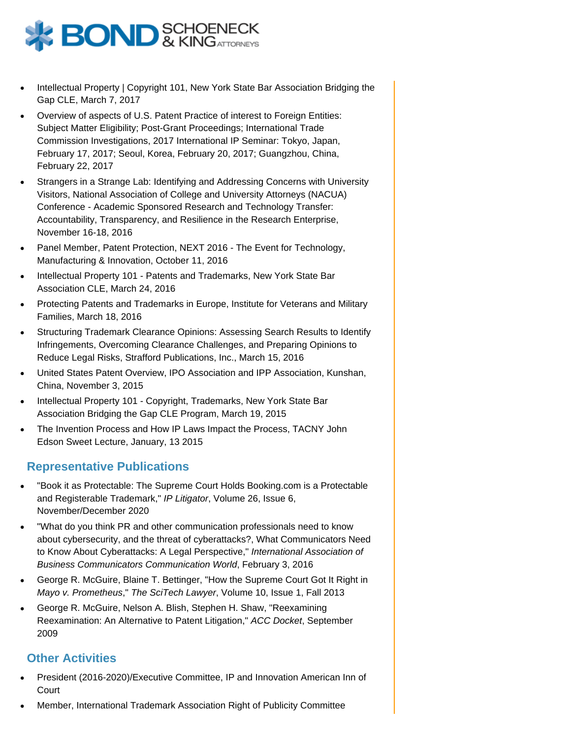- Intellectual Property | Copyright 101, New York State Bar Association Bridging the Gap CLE, March 7, 2017
- Overview of aspects of U.S. Patent Practice of interest to Foreign Entities: Subject Matter Eligibility; Post-Grant Proceedings; International Trade Commission Investigations, 2017 International IP Seminar: Tokyo, Japan, February 17, 2017; Seoul, Korea, February 20, 2017; Guangzhou, China, February 22, 2017
- Strangers in a Strange Lab: Identifying and Addressing Concerns with University Visitors, National Association of College and University Attorneys (NACUA) Conference - Academic Sponsored Research and Technology Transfer: Accountability, Transparency, and Resilience in the Research Enterprise, November 16-18, 2016
- Panel Member, Patent Protection, NEXT 2016 - The Event for Technology, Manufacturing & Innovation, October 11, 2016
- Intellectual Property 101 - Patents and Trademarks, New York State Bar Association CLE, March 24, 2016
- Protecting Patents and Trademarks in Europe, Institute for Veterans and Military Families, March 18, 2016
- Structuring Trademark Clearance Opinions: Assessing Search Results to Identify Infringements, Overcoming Clearance Challenges, and Preparing Opinions to Reduce Legal Risks, Strafford Publications, Inc., March 15, 2016
- United States Patent Overview, IPO Association and IPP Association, Kunshan, China, November 3, 2015
- Intellectual Property 101 - Copyright, Trademarks, New York State Bar Association Bridging the Gap CLE Program, March 19, 2015
- The Invention Process and How IP Laws Impact the Process, TACNY John Edson Sweet Lecture, January, 13 2015

## Representative Publications

- "Book it as Protectable: The Supreme Court Holds Booking.com is a Protectable and Registerable Trademark," *IP Litigator*, Volume 26, Issue 6, November/December 2020
- "What do you think PR and other communication professionals need to know about cybersecurity, and the threat of cyberattacks?, What Communicators Need to Know About Cyberattacks: A Legal Perspective," *International Association of Business Communicators Communication World*, February 3, 2016
- George R. McGuire, Blaine T. Bettinger, "How the Supreme Court Got It Right in *Mayo v. Prometheus*," *The SciTech Lawyer*, Volume 10, Issue 1, Fall 2013
- George R. McGuire, Nelson A. Blish, Stephen H. Shaw, "Reexamining Reexamination: An Alternative to Patent Litigation," *ACC Docket*, September 2009

## Other Activities

- President (2016-2020)/Executive Committee, IP and Innovation American Inn of Court
- Member, International Trademark Association Right of Publicity Committee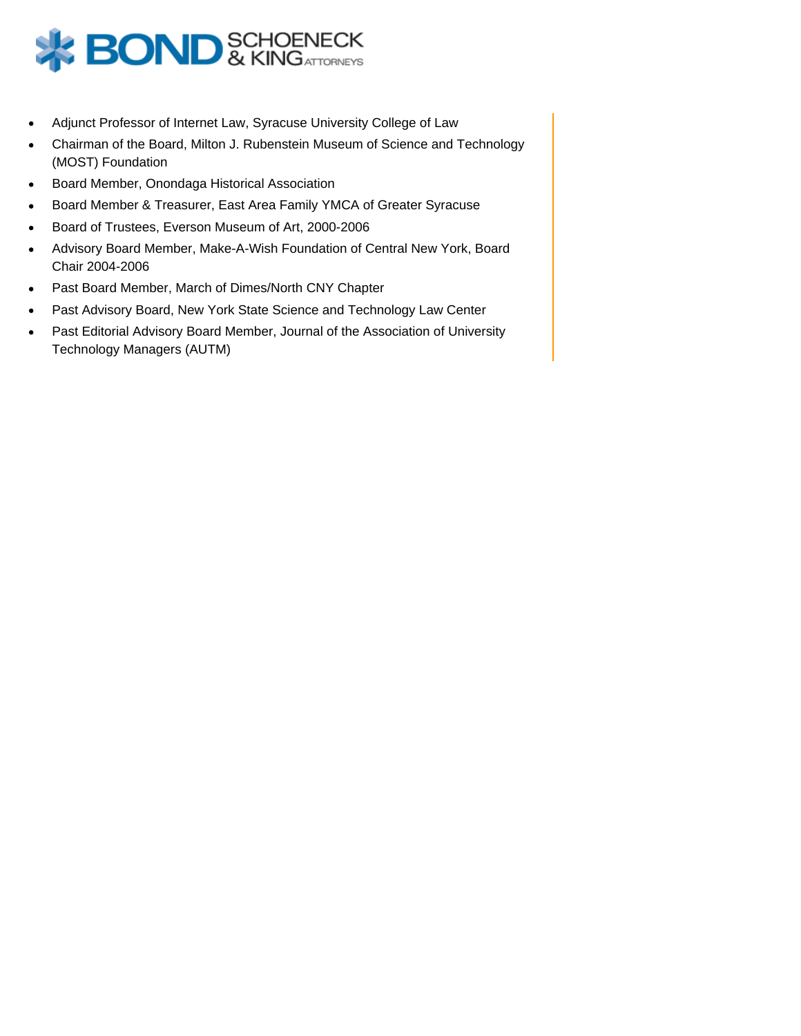- Adjunct Professor of Internet Law, Syracuse University College of Law
- Chairman of the Board, Milton J. Rubenstein Museum of Science and Technology (MOST) Foundation
- Board Member, Onondaga Historical Association
- Board Member & Treasurer, East Area Family YMCA of Greater Syracuse
- Board of Trustees, Everson Museum of Art, 2000-2006
- Advisory Board Member, Make-A-Wish Foundation of Central New York, Board Chair 2004-2006
- Past Board Member, March of Dimes/North CNY Chapter
- Past Advisory Board, New York State Science and Technology Law Center
- Past Editorial Advisory Board Member, Journal of the Association of University Technology Managers (AUTM)